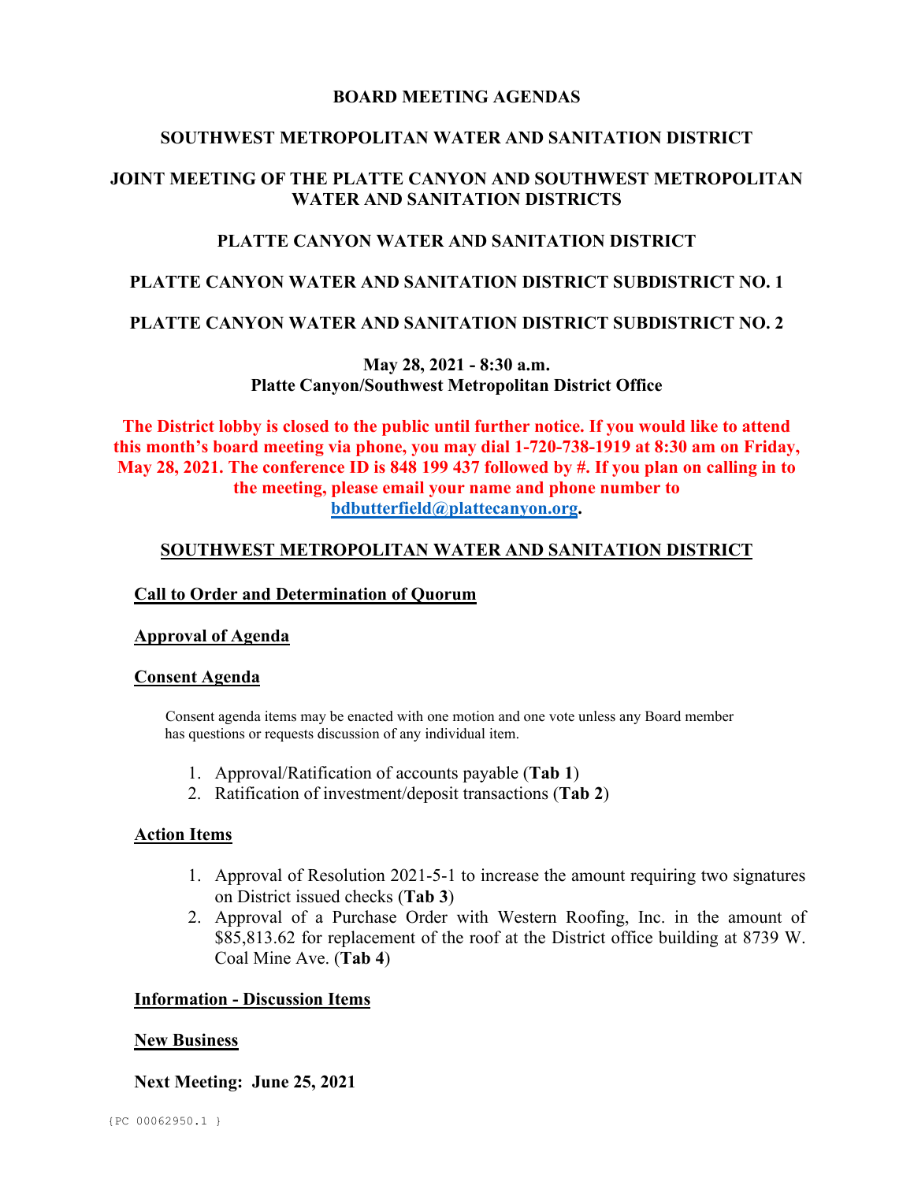# BOARD MEETING AGENDAS

## SOUTHWEST METROPOLITAN WATER AND SANITATION DISTRICT

## JOINT MEETING OF THE PLATTE CANYON AND SOUTHWEST METROPOLITAN WATER AND SANITATION DISTRICTS

## PLATTE CANYON WATER AND SANITATION DISTRICT

## PLATTE CANYON WATER AND SANITATION DISTRICT SUBDISTRICT NO. 1

## PLATTE CANYON WATER AND SANITATION DISTRICT SUBDISTRICT NO. 2

**May 28, 2021 - 8:30 a.m.**
**Platte Canyon/Southwest Metropolitan District Office**

**The District lobby is closed to the public until further notice. If you would like to attend this month's board meeting via phone, you may dial 1-720-738-1919 at 8:30 am on Friday, May 28, 2021. The conference ID is 848 199 437 followed by #. If you plan on calling in to the meeting, please email your name and phone number to bdbutterfield@plattecanyon.org.**

## SOUTHWEST METROPOLITAN WATER AND SANITATION DISTRICT

**Call to Order and Determination of Quorum**

**Approval of Agenda**

**Consent Agenda**

Consent agenda items may be enacted with one motion and one vote unless any Board member has questions or requests discussion of any individual item.

1. Approval/Ratification of accounts payable (**Tab 1**)
2. Ratification of investment/deposit transactions (**Tab 2**)

**Action Items**

1. Approval of Resolution 2021-5-1 to increase the amount requiring two signatures on District issued checks (**Tab 3**)
2. Approval of a Purchase Order with Western Roofing, Inc. in the amount of $85,813.62 for replacement of the roof at the District office building at 8739 W. Coal Mine Ave. (**Tab 4**)

**Information - Discussion Items**

**New Business**

**Next Meeting: June 25, 2021**

{PC 00062950.1 }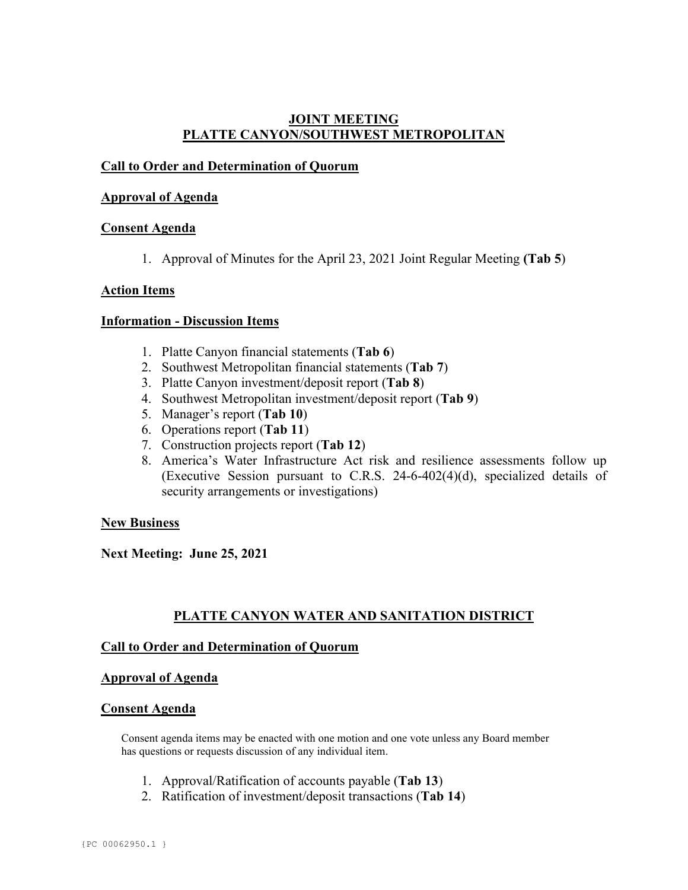## JOINT MEETING
## PLATTE CANYON/SOUTHWEST METROPOLITAN

### Call to Order and Determination of Quorum

### Approval of Agenda

### Consent Agenda

1. Approval of Minutes for the April 23, 2021 Joint Regular Meeting **(Tab 5**)

### Action Items

### Information - Discussion Items

1. Platte Canyon financial statements (**Tab 6**)
2. Southwest Metropolitan financial statements (**Tab 7**)
3. Platte Canyon investment/deposit report (**Tab 8**)
4. Southwest Metropolitan investment/deposit report (**Tab 9**)
5. Manager's report (**Tab 10**)
6. Operations report (**Tab 11**)
7. Construction projects report (**Tab 12**)
8. America's Water Infrastructure Act risk and resilience assessments follow up (Executive Session pursuant to C.R.S. 24-6-402(4)(d), specialized details of security arrangements or investigations)

### New Business

**Next Meeting: June 25, 2021**

## PLATTE CANYON WATER AND SANITATION DISTRICT

### Call to Order and Determination of Quorum

### Approval of Agenda

### Consent Agenda

Consent agenda items may be enacted with one motion and one vote unless any Board member has questions or requests discussion of any individual item.

1. Approval/Ratification of accounts payable (**Tab 13**)
2. Ratification of investment/deposit transactions (**Tab 14**)

{PC 00062950.1 }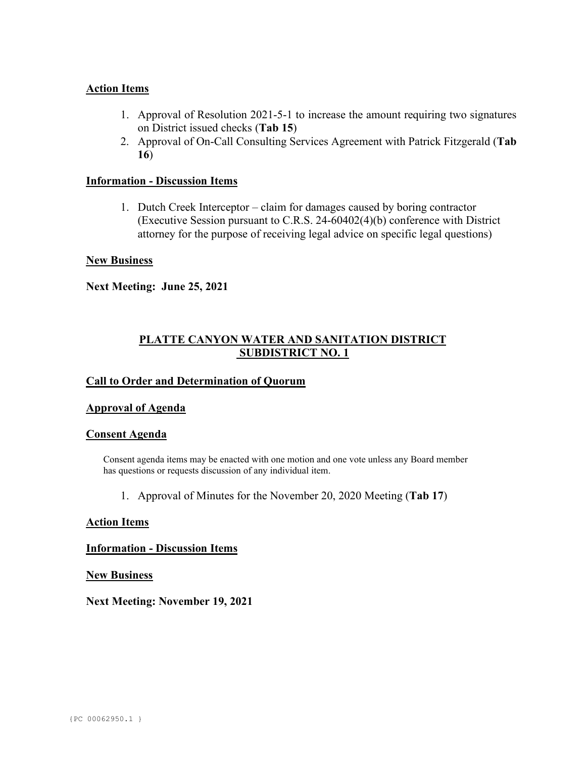**Action Items**

1. Approval of Resolution 2021-5-1 to increase the amount requiring two signatures on District issued checks (**Tab 15**)
2. Approval of On-Call Consulting Services Agreement with Patrick Fitzgerald (**Tab 16**)

**Information - Discussion Items**

1. Dutch Creek Interceptor – claim for damages caused by boring contractor (Executive Session pursuant to C.R.S. 24-60402(4)(b) conference with District attorney for the purpose of receiving legal advice on specific legal questions)

**New Business**

**Next Meeting: June 25, 2021**

## PLATTE CANYON WATER AND SANITATION DISTRICT SUBDISTRICT NO. 1

**Call to Order and Determination of Quorum**

**Approval of Agenda**

**Consent Agenda**

Consent agenda items may be enacted with one motion and one vote unless any Board member has questions or requests discussion of any individual item.

1. Approval of Minutes for the November 20, 2020 Meeting (**Tab 17**)

**Action Items**

**Information - Discussion Items**

**New Business**

**Next Meeting: November 19, 2021**

{PC 00062950.1 }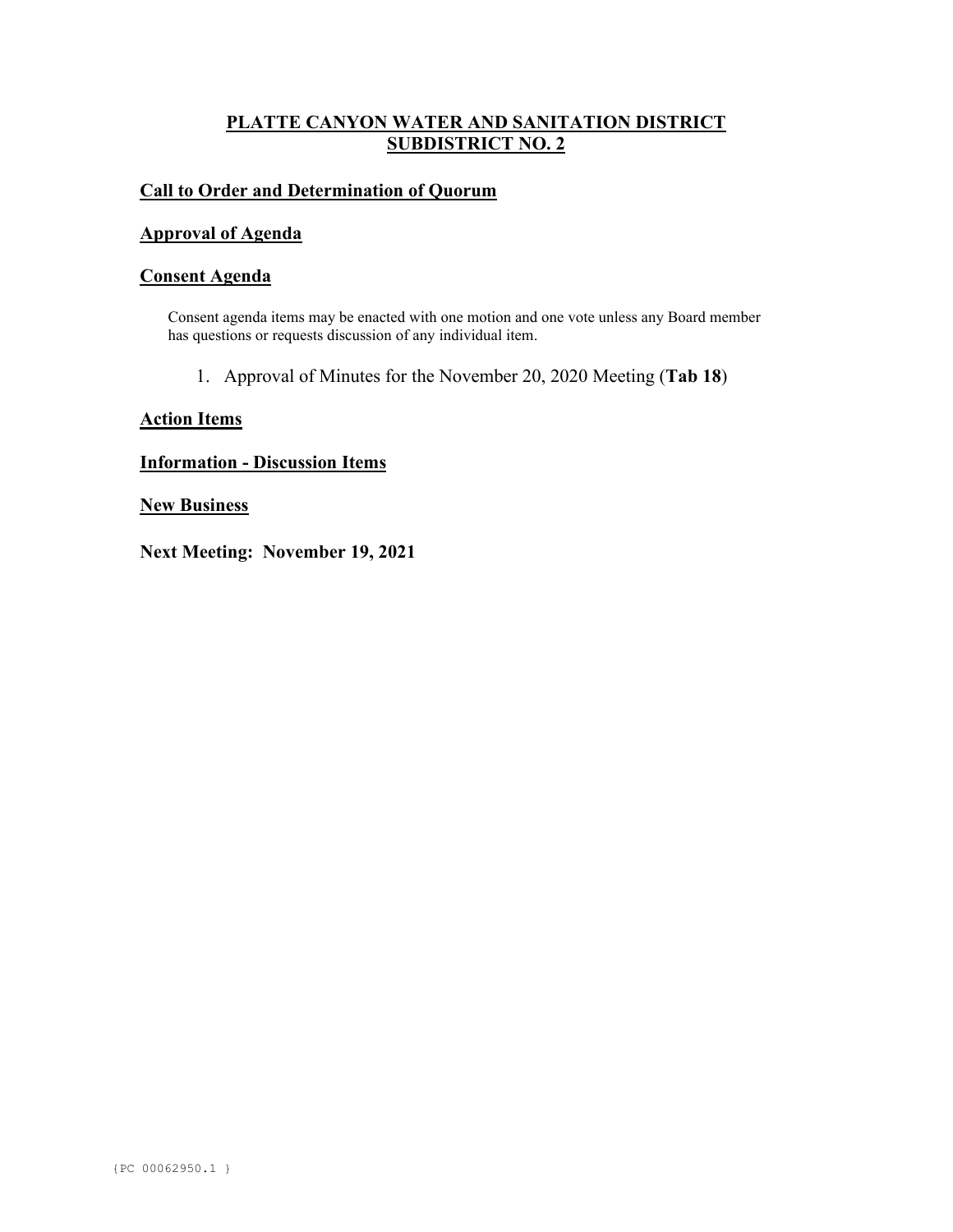# PLATTE CANYON WATER AND SANITATION DISTRICT SUBDISTRICT NO. 2

## Call to Order and Determination of Quorum

## Approval of Agenda

## Consent Agenda

Consent agenda items may be enacted with one motion and one vote unless any Board member has questions or requests discussion of any individual item.

1. Approval of Minutes for the November 20, 2020 Meeting (**Tab 18**)

## Action Items

## Information - Discussion Items

## New Business

**Next Meeting: November 19, 2021**

{PC 00062950.1 }